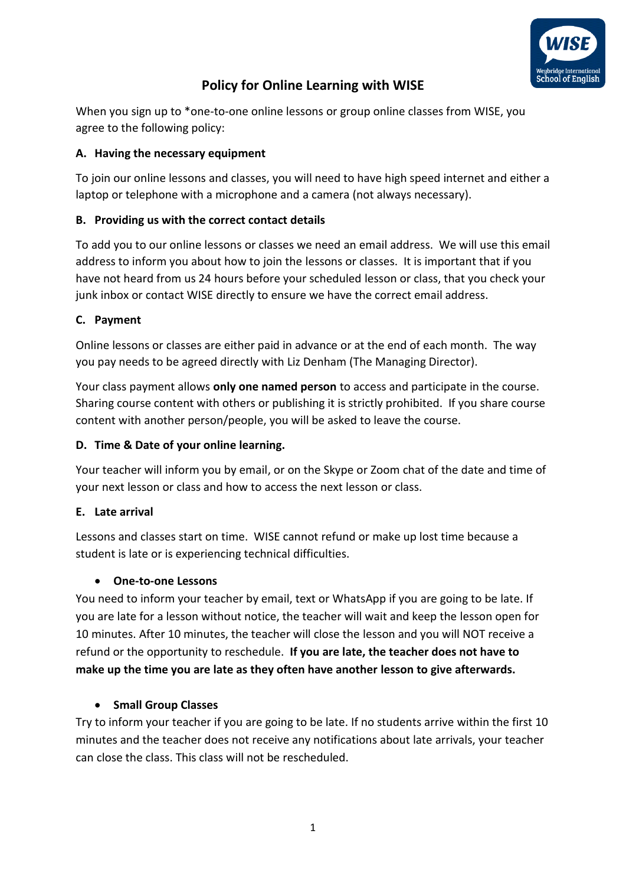# Policy for Online Learning with WISE

When you sign up to *one-to-one online lessons or group online classes from WISE, you agree to the following policy:

### A. Having the necessary equipment

To join our online lessons and classes, you will need to have high speed internet and either a laptop or telephone with a microphone and a camera (not always necessary).

### B. Providing us with the correct contact details

To add you to our online lessons or classes we need an email address. We will use this email address to inform you about how to join the lessons or classes. It is important that if you have not heard from us 24 hours before your scheduled lesson or class, that you check your junk inbox or contact WISE directly to ensure we have the correct email address.

### C. Payment

Online lessons or classes are either paid in advance or at the end of each month. The way you pay needs to be agreed directly with Liz Denham (The Managing Director).

Your class payment allows **only one named person** to access and participate in the course. Sharing course content with others or publishing it is strictly prohibited. If you share course content with another person/people, you will be asked to leave the course.

### D. Time & Date of your online learning.

Your teacher will inform you by email, or on the Skype or Zoom chat of the date and time of your next lesson or class and how to access the next lesson or class.

### E. Late arrival

Lessons and classes start on time. WISE cannot refund or make up lost time because a student is late or is experiencing technical difficulties.

- **One-to-one Lessons**

You need to inform your teacher by email, text or WhatsApp if you are going to be late. If you are late for a lesson without notice, the teacher will wait and keep the lesson open for 10 minutes. After 10 minutes, the teacher will close the lesson and you will NOT receive a refund or the opportunity to reschedule. **If you are late, the teacher does not have to make up the time you are late as they often have another lesson to give afterwards.**

- **Small Group Classes**

Try to inform your teacher if you are going to be late. If no students arrive within the first 10 minutes and the teacher does not receive any notifications about late arrivals, your teacher can close the class. This class will not be rescheduled.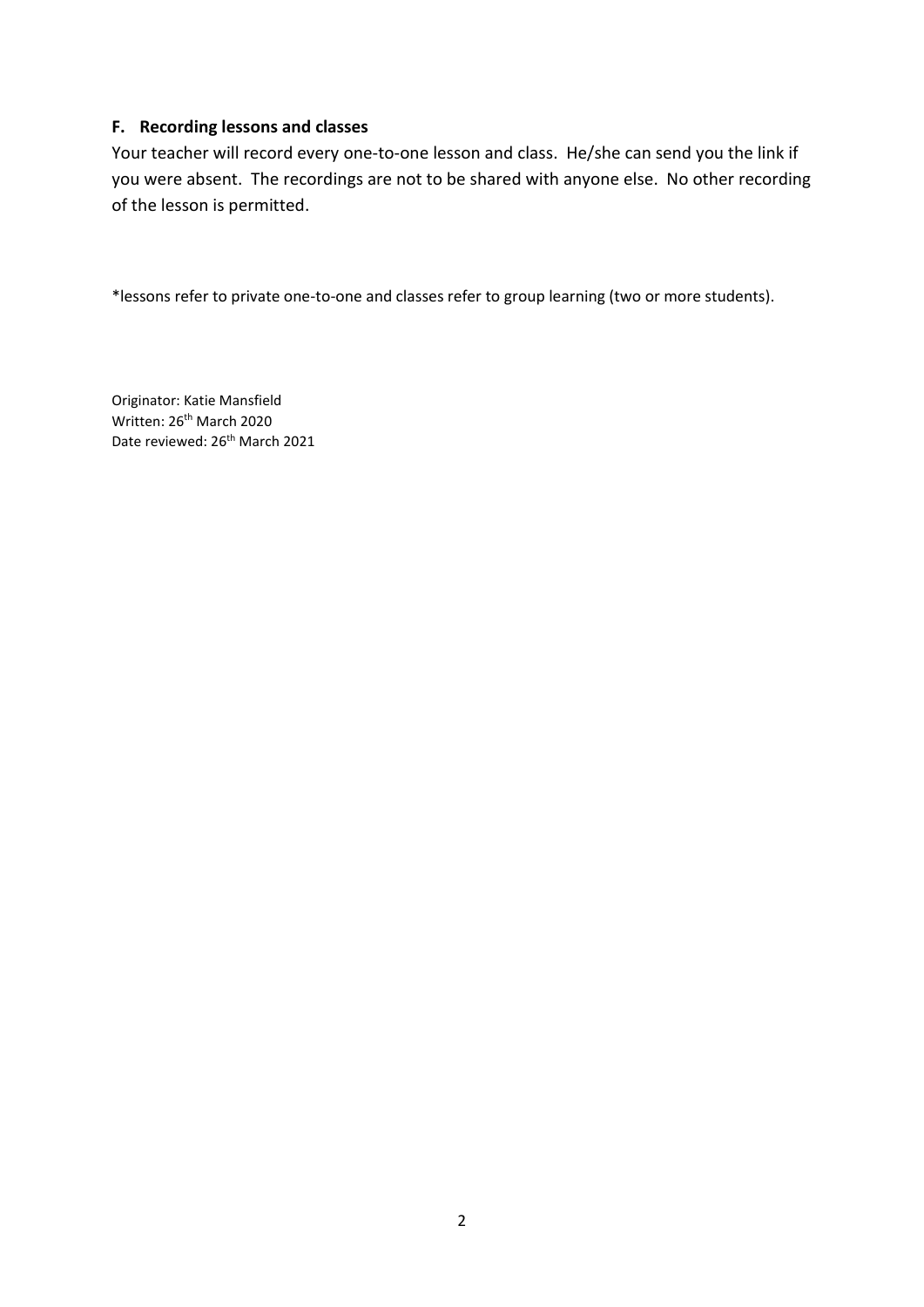### F. Recording lessons and classes

Your teacher will record every one-to-one lesson and class. He/she can send you the link if you were absent. The recordings are not to be shared with anyone else. No other recording of the lesson is permitted.

*lessons refer to private one-to-one and classes refer to group learning (two or more students).

Originator: Katie Mansfield
Written: 26th March 2020
Date reviewed: 26th March 2021